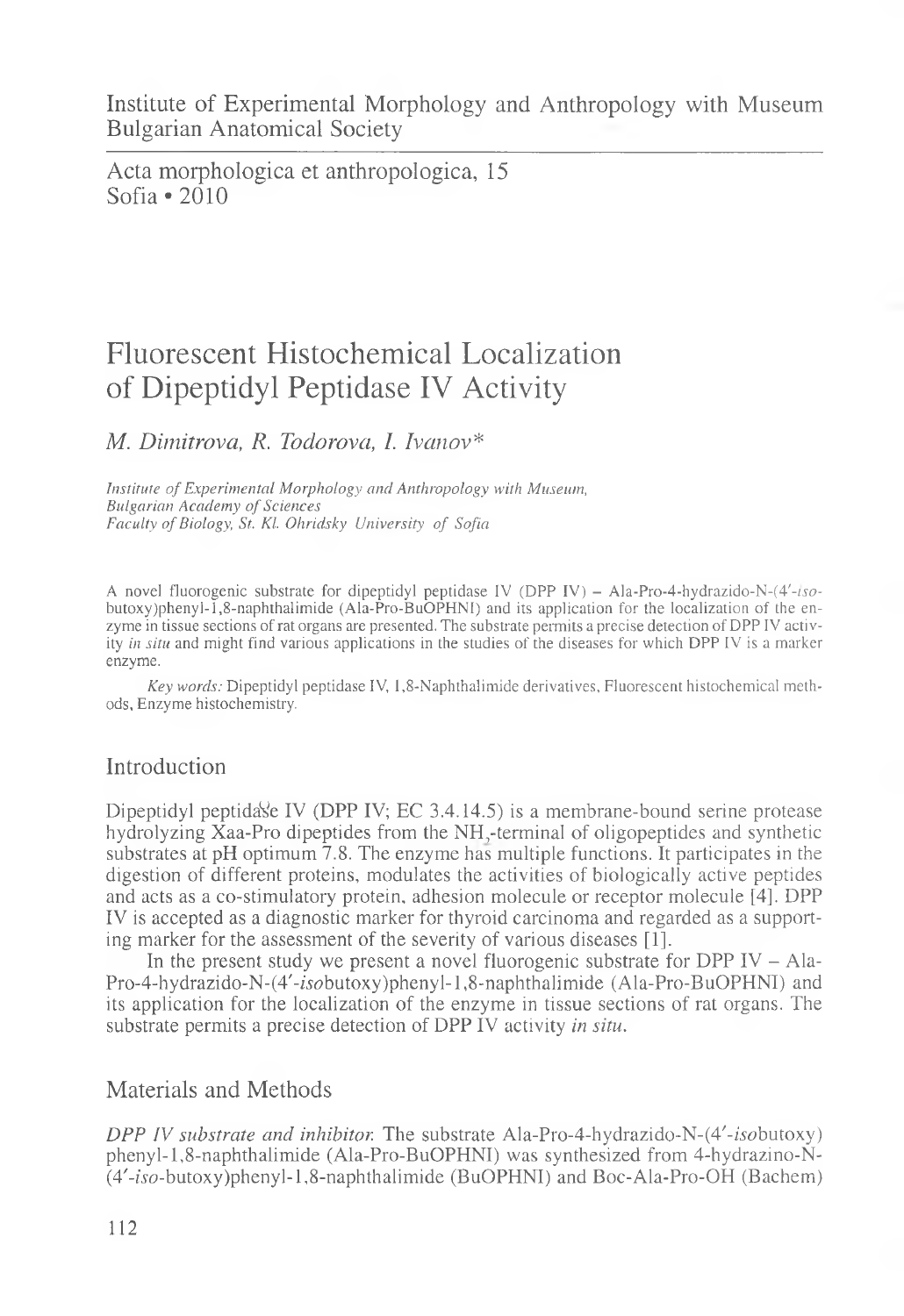Institute of Experimental Morphology and Anthropology with Museum
Bulgarian Anatomical Society

Acta morphologica et anthropologica, 15
Sofia • 2010

# Fluorescent Histochemical Localization of Dipeptidyl Peptidase IV Activity

*M. Dimitrova, R. Todorova, I. Ivanov**

*Institute of Experimental Morphology and Anthropology with Museum, Bulgarian Academy of Sciences*
*Faculty of Biology, St. Kl. Ohridsky University of Sofia*

A novel fluorogenic substrate for dipeptidyl peptidase IV (DPP IV) – Ala-Pro-4-hydrazido-N-(4′-*iso*-butoxy)phenyl-1,8-naphthalimide (Ala-Pro-BuOPHNI) and its application for the localization of the enzyme in tissue sections of rat organs are presented. The substrate permits a precise detection of DPP IV activity *in situ* and might find various applications in the studies of the diseases for which DPP IV is a marker enzyme.

*Key words:* Dipeptidyl peptidase IV, 1,8-Naphthalimide derivatives, Fluorescent histochemical methods, Enzyme histochemistry.

## Introduction

Dipeptidyl peptidase IV (DPP IV; EC 3.4.14.5) is a membrane-bound serine protease hydrolyzing Xaa-Pro dipeptides from the $NH_2$-terminal of oligopeptides and synthetic substrates at pH optimum 7.8. The enzyme has multiple functions. It participates in the digestion of different proteins, modulates the activities of biologically active peptides and acts as a co-stimulatory protein, adhesion molecule or receptor molecule [4]. DPP IV is accepted as a diagnostic marker for thyroid carcinoma and regarded as a supporting marker for the assessment of the severity of various diseases [1].

In the present study we present a novel fluorogenic substrate for DPP IV – Ala-Pro-4-hydrazido-N-(4′-*iso*butoxy)phenyl-1,8-naphthalimide (Ala-Pro-BuOPHNI) and its application for the localization of the enzyme in tissue sections of rat organs. The substrate permits a precise detection of DPP IV activity *in situ*.

## Materials and Methods

*DPP IV substrate and inhibitor.* The substrate Ala-Pro-4-hydrazido-N-(4′-*iso*butoxy) phenyl-1,8-naphthalimide (Ala-Pro-BuOPHNI) was synthesized from 4-hydrazino-N-(4′-*iso*-butoxy)phenyl-1,8-naphthalimide (BuOPHNI) and Boc-Ala-Pro-OH (Bachem)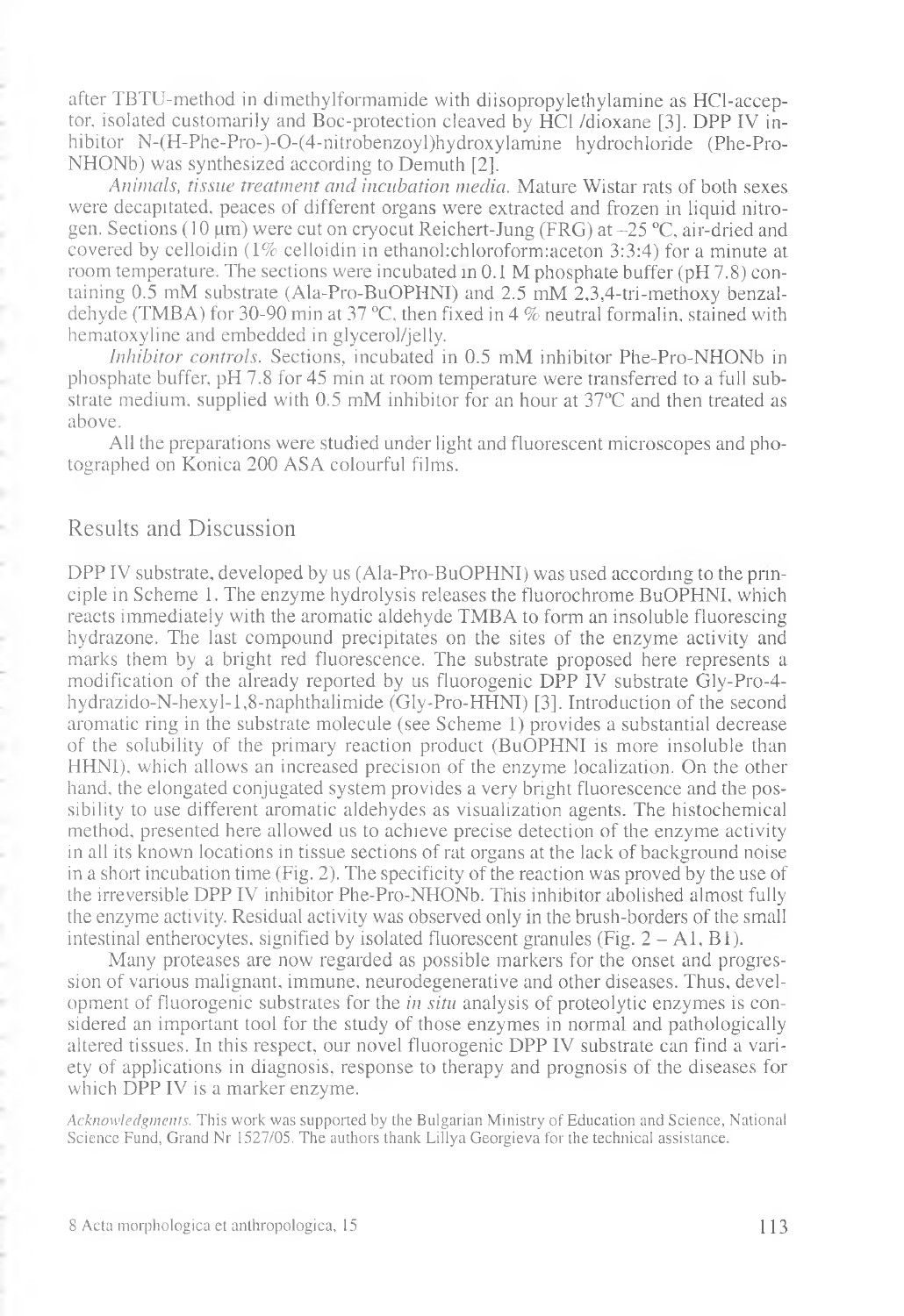after TBTU-method in dimethylformamide with diisopropylethylamine as HCl-acceptor, isolated customarily and Boc-protection cleaved by HCl /dioxane [3]. DPP IV inhibitor N-(H-Phe-Pro-)-O-(4-nitrobenzoyl)hydroxylamine hydrochloride (Phe-Pro-NHONb) was synthesized according to Demuth [2].

*Animals, tissue treatment and incubation media.* Mature Wistar rats of both sexes were decapitated, peaces of different organs were extracted and frozen in liquid nitrogen. Sections (10 μm) were cut on cryocut Reichert-Jung (FRG) at –25 ºC, air-dried and covered by celloidin (1% celloidin in ethanol:chloroform:aceton 3:3:4) for a minute at room temperature. The sections were incubated in 0.1 M phosphate buffer (pH 7.8) containing 0.5 mM substrate (Ala-Pro-BuOPHNI) and 2.5 mM 2,3,4-tri-methoxy benzaldehyde (TMBA) for 30-90 min at 37 ºC, then fixed in 4 % neutral formalin, stained with hematoxyline and embedded in glycerol/jelly.

*Inhibitor controls.* Sections, incubated in 0.5 mM inhibitor Phe-Pro-NHONb in phosphate buffer, pH 7.8 for 45 min at room temperature were transferred to a full substrate medium, supplied with 0.5 mM inhibitor for an hour at 37ºC and then treated as above.

All the preparations were studied under light and fluorescent microscopes and photographed on Konica 200 ASA colourful films.

## Results and Discussion

DPP IV substrate, developed by us (Ala-Pro-BuOPHNI) was used according to the principle in Scheme 1. The enzyme hydrolysis releases the fluorochrome BuOPHNI, which reacts immediately with the aromatic aldehyde TMBA to form an insoluble fluorescing hydrazone. The last compound precipitates on the sites of the enzyme activity and marks them by a bright red fluorescence. The substrate proposed here represents a modification of the already reported by us fluorogenic DPP IV substrate Gly-Pro-4-hydrazido-N-hexyl-1,8-naphthalimide (Gly-Pro-HHNI) [3]. Introduction of the second aromatic ring in the substrate molecule (see Scheme 1) provides a substantial decrease of the solubility of the primary reaction product (BuOPHNI is more insoluble than HHNI), which allows an increased precision of the enzyme localization. On the other hand, the elongated conjugated system provides a very bright fluorescence and the possibility to use different aromatic aldehydes as visualization agents. The histochemical method, presented here allowed us to achieve precise detection of the enzyme activity in all its known locations in tissue sections of rat organs at the lack of background noise in a short incubation time (Fig. 2). The specificity of the reaction was proved by the use of the irreversible DPP IV inhibitor Phe-Pro-NHONb. This inhibitor abolished almost fully the enzyme activity. Residual activity was observed only in the brush-borders of the small intestinal entherocytes, signified by isolated fluorescent granules (Fig. 2 – A1, B1).

Many proteases are now regarded as possible markers for the onset and progression of various malignant, immune, neurodegenerative and other diseases. Thus, development of fluorogenic substrates for the *in situ* analysis of proteolytic enzymes is considered an important tool for the study of those enzymes in normal and pathologically altered tissues. In this respect, our novel fluorogenic DPP IV substrate can find a variety of applications in diagnosis, response to therapy and prognosis of the diseases for which DPP IV is a marker enzyme.

*Acknowledgments.* This work was supported by the Bulgarian Ministry of Education and Science, National Science Fund, Grand Nr 1527/05. The authors thank Lillya Georgieva for the technical assistance.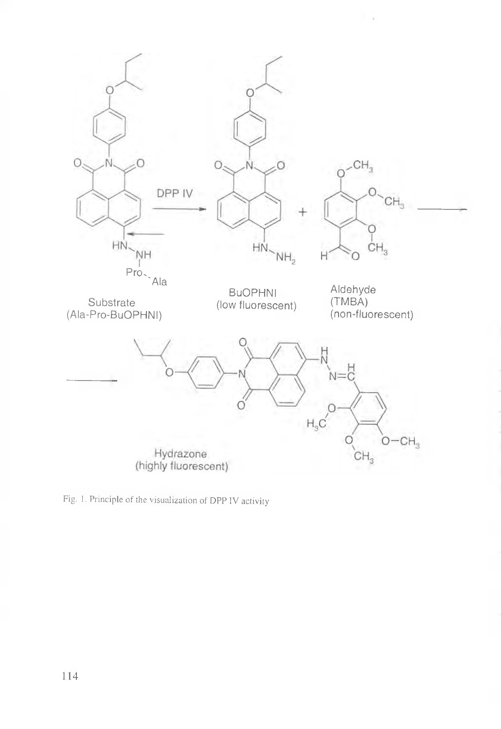Substrate
(Ala-Pro-BuOPHNI)

DPP IV

BuOPHNI
(low fluorescent)

Aldehyde
(TMBA)
(non-fluorescent)

Hydrazone
(highly fluorescent)

Fig. 1. Principle of the visualization of DPP IV activity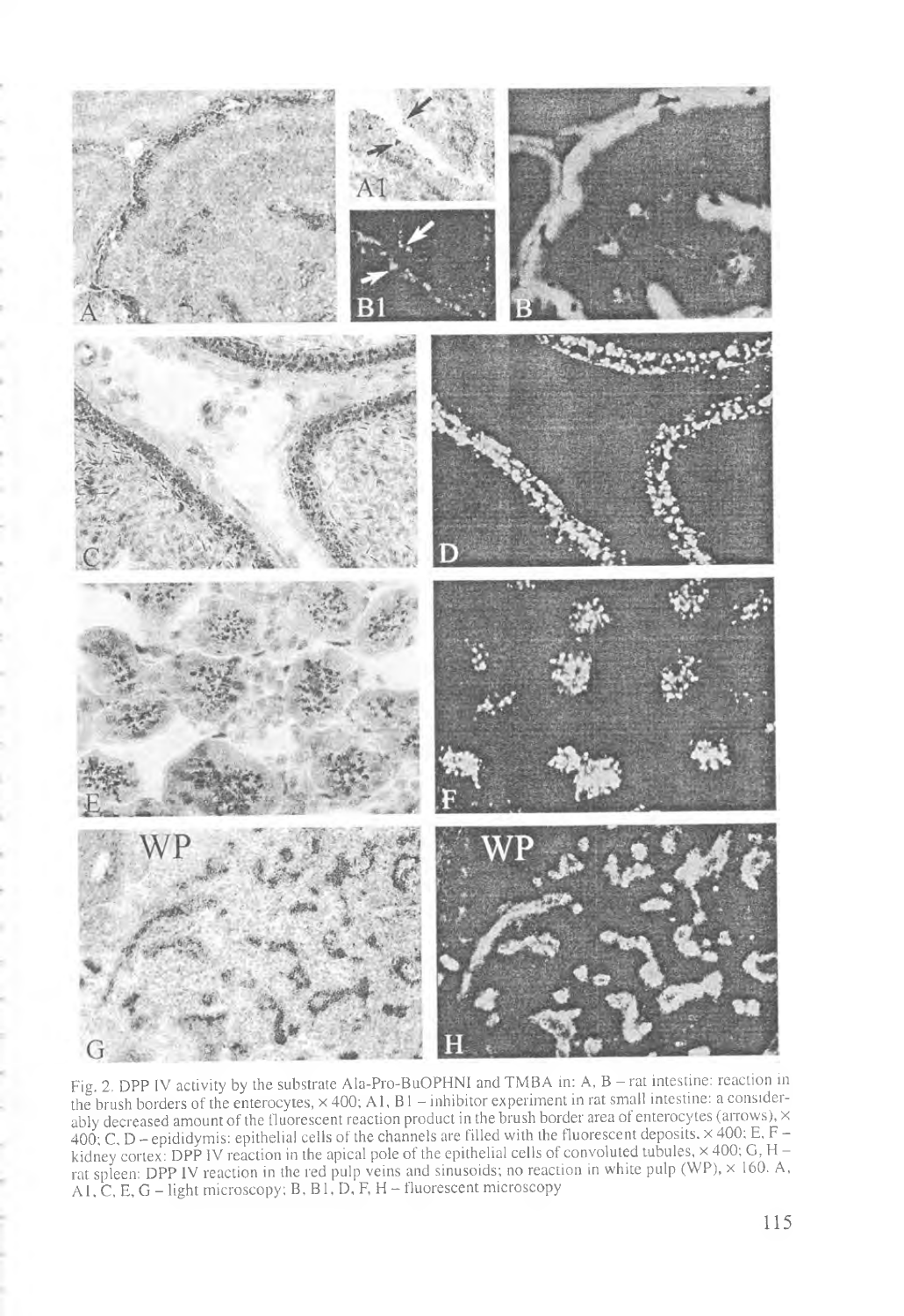Fig. 2. DPP IV activity by the substrate Ala-Pro-BuOPHNI and TMBA in: A, B – rat intestine: reaction in the brush borders of the enterocytes, × 400; A1, B1 – inhibitor experiment in rat small intestine: a considerably decreased amount of the fluorescent reaction product in the brush border area of enterocytes (arrows), × 400; C, D – epididymis: epithelial cells of the channels are filled with the fluorescent deposits, × 400; E, F – kidney cortex: DPP IV reaction in the apical pole of the epithelial cells of convoluted tubules, × 400; G, H – rat spleen: DPP IV reaction in the red pulp veins and sinusoids; no reaction in white pulp (WP), × 160. A, A1, C, E, G – light microscopy; B, B1, D, F, H – fluorescent microscopy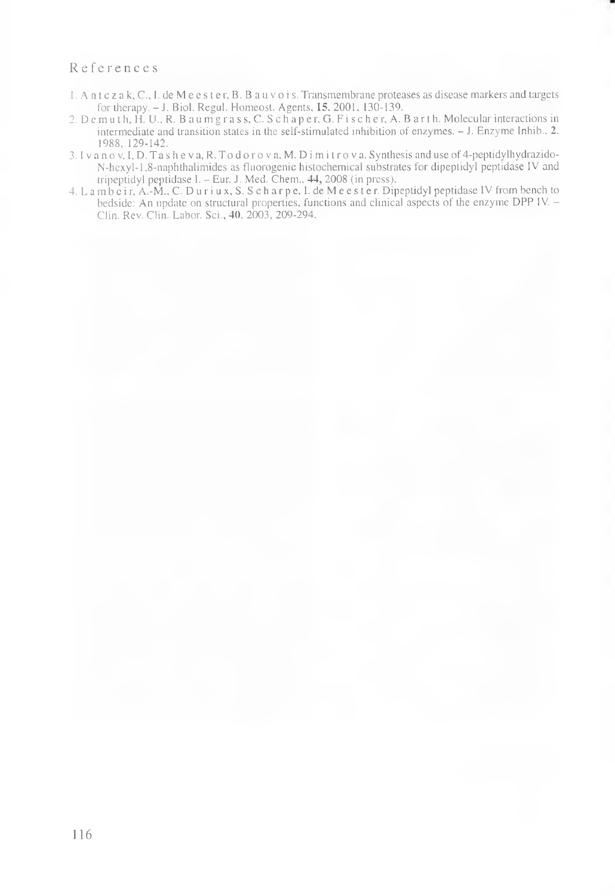## References

1. Antczak, C., I. de Meester, B. Bauvois. Transmembrane proteases as disease markers and targets for therapy. – J. Biol. Regul. Homeost. Agents, **15**, 2001, 130-139.
2. Demuth, H. U., R. Baumgrass, C. Schaper, G. Fischer, A. Barth. Molecular interactions in intermediate and transition states in the self-stimulated inhibition of enzymes. – J. Enzyme Inhib., **2**, 1988, 129-142.
3. Ivanov, I, D. Tasheva, R. Todorova, M. Dimitrova. Synthesis and use of 4-peptidylhydrazido-N-hexyl-1,8-naphthalimides as fluorogenic histochemical substrates for dipeptidyl peptidase IV and tripeptidyl peptidase I. – Eur. J. Med. Chem., **44**, 2008 (in press).
4. Lambeir, A.-M., C. Duriux, S. Scharpe, I. de Meester. Dipeptidyl peptidase IV from bench to bedside: An update on structural properties, functions and clinical aspects of the enzyme DPP IV. – Clin. Rev. Clin. Labor. Sci., **40**, 2003, 209-294.